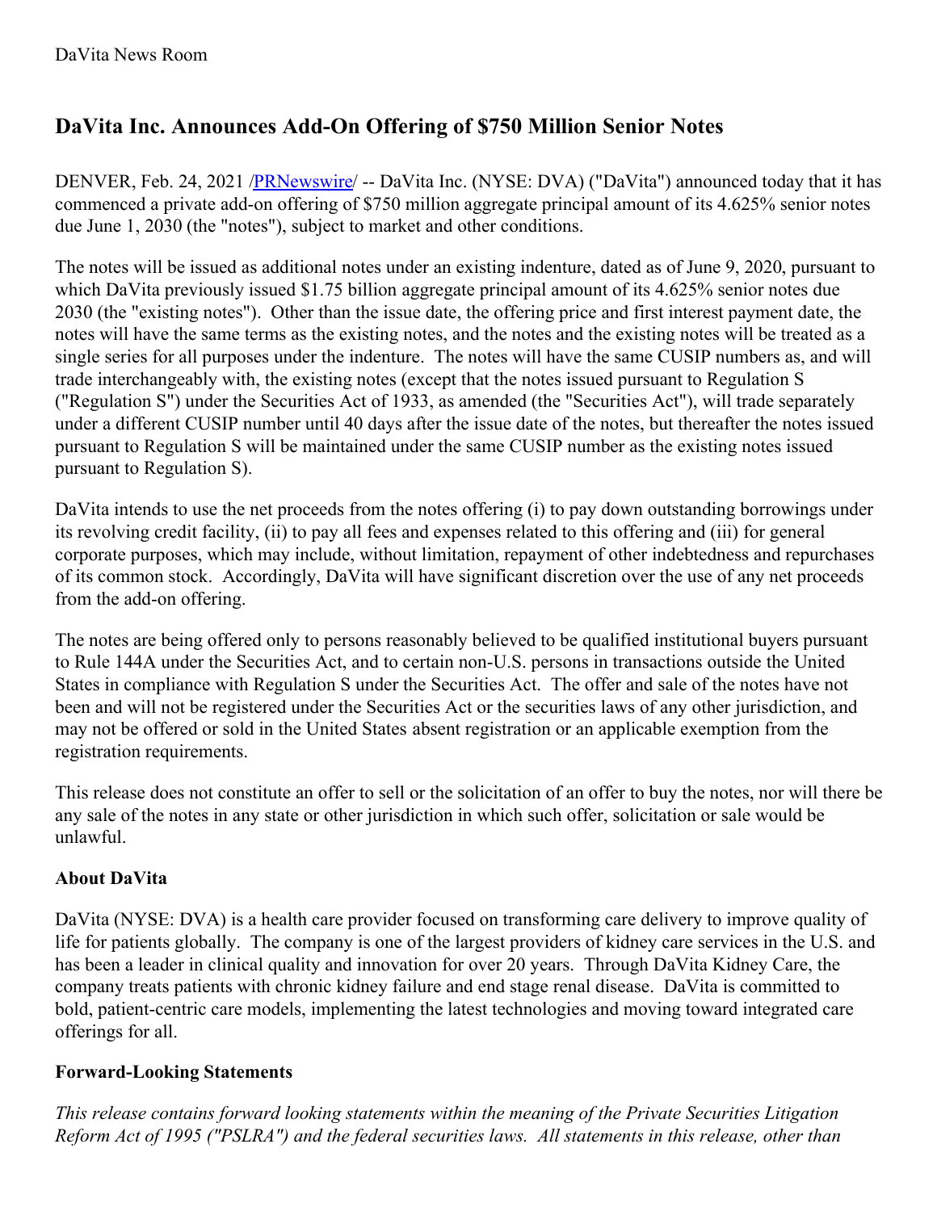DaVita News Room

# DaVita Inc. Announces Add-On Offering of $750 Million Senior Notes

DENVER, Feb. 24, 2021 /[PRNewswire](http://www.prnewswire.com/)/ -- DaVita Inc. (NYSE: DVA) ("DaVita") announced today that it has commenced a private add-on offering of $750 million aggregate principal amount of its 4.625% senior notes due June 1, 2030 (the "notes"), subject to market and other conditions.

The notes will be issued as additional notes under an existing indenture, dated as of June 9, 2020, pursuant to which DaVita previously issued $1.75 billion aggregate principal amount of its 4.625% senior notes due 2030 (the "existing notes"). Other than the issue date, the offering price and first interest payment date, the notes will have the same terms as the existing notes, and the notes and the existing notes will be treated as a single series for all purposes under the indenture. The notes will have the same CUSIP numbers as, and will trade interchangeably with, the existing notes (except that the notes issued pursuant to Regulation S ("Regulation S") under the Securities Act of 1933, as amended (the "Securities Act"), will trade separately under a different CUSIP number until 40 days after the issue date of the notes, but thereafter the notes issued pursuant to Regulation S will be maintained under the same CUSIP number as the existing notes issued pursuant to Regulation S).

DaVita intends to use the net proceeds from the notes offering (i) to pay down outstanding borrowings under its revolving credit facility, (ii) to pay all fees and expenses related to this offering and (iii) for general corporate purposes, which may include, without limitation, repayment of other indebtedness and repurchases of its common stock. Accordingly, DaVita will have significant discretion over the use of any net proceeds from the add-on offering.

The notes are being offered only to persons reasonably believed to be qualified institutional buyers pursuant to Rule 144A under the Securities Act, and to certain non-U.S. persons in transactions outside the United States in compliance with Regulation S under the Securities Act. The offer and sale of the notes have not been and will not be registered under the Securities Act or the securities laws of any other jurisdiction, and may not be offered or sold in the United States absent registration or an applicable exemption from the registration requirements.

This release does not constitute an offer to sell or the solicitation of an offer to buy the notes, nor will there be any sale of the notes in any state or other jurisdiction in which such offer, solicitation or sale would be unlawful.

### About DaVita

DaVita (NYSE: DVA) is a health care provider focused on transforming care delivery to improve quality of life for patients globally. The company is one of the largest providers of kidney care services in the U.S. and has been a leader in clinical quality and innovation for over 20 years. Through DaVita Kidney Care, the company treats patients with chronic kidney failure and end stage renal disease. DaVita is committed to bold, patient-centric care models, implementing the latest technologies and moving toward integrated care offerings for all.

### Forward-Looking Statements

*This release contains forward looking statements within the meaning of the Private Securities Litigation Reform Act of 1995 ("PSLRA") and the federal securities laws. All statements in this release, other than*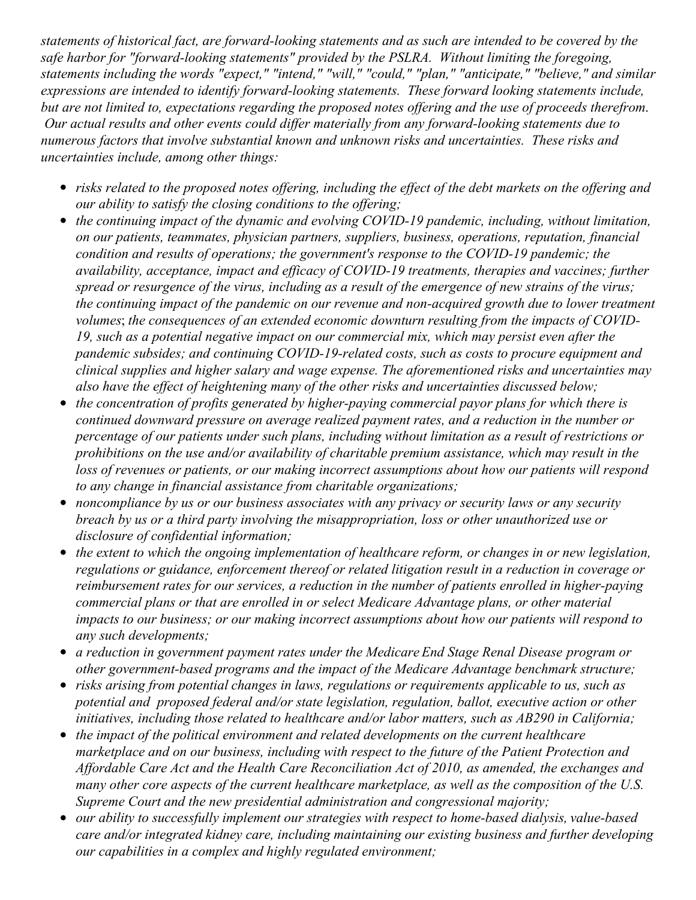*statements of historical fact, are forward-looking statements and as such are intended to be covered by the safe harbor for "forward-looking statements" provided by the PSLRA. Without limiting the foregoing, statements including the words "expect," "intend," "will," "could," "plan," "anticipate," "believe," and similar expressions are intended to identify forward-looking statements. These forward looking statements include, but are not limited to, expectations regarding the proposed notes offering and the use of proceeds therefrom. Our actual results and other events could differ materially from any forward-looking statements due to numerous factors that involve substantial known and unknown risks and uncertainties. These risks and uncertainties include, among other things:*

- *risks related to the proposed notes offering, including the effect of the debt markets on the offering and our ability to satisfy the closing conditions to the offering;*
- *the continuing impact of the dynamic and evolving COVID-19 pandemic, including, without limitation, on our patients, teammates, physician partners, suppliers, business, operations, reputation, financial condition and results of operations; the government's response to the COVID-19 pandemic; the availability, acceptance, impact and efficacy of COVID-19 treatments, therapies and vaccines; further spread or resurgence of the virus, including as a result of the emergence of new strains of the virus; the continuing impact of the pandemic on our revenue and non-acquired growth due to lower treatment volumes; the consequences of an extended economic downturn resulting from the impacts of COVID-19, such as a potential negative impact on our commercial mix, which may persist even after the pandemic subsides; and continuing COVID-19-related costs, such as costs to procure equipment and clinical supplies and higher salary and wage expense. The aforementioned risks and uncertainties may also have the effect of heightening many of the other risks and uncertainties discussed below;*
- *the concentration of profits generated by higher-paying commercial payor plans for which there is continued downward pressure on average realized payment rates, and a reduction in the number or percentage of our patients under such plans, including without limitation as a result of restrictions or prohibitions on the use and/or availability of charitable premium assistance, which may result in the loss of revenues or patients, or our making incorrect assumptions about how our patients will respond to any change in financial assistance from charitable organizations;*
- *noncompliance by us or our business associates with any privacy or security laws or any security breach by us or a third party involving the misappropriation, loss or other unauthorized use or disclosure of confidential information;*
- *the extent to which the ongoing implementation of healthcare reform, or changes in or new legislation, regulations or guidance, enforcement thereof or related litigation result in a reduction in coverage or reimbursement rates for our services, a reduction in the number of patients enrolled in higher-paying commercial plans or that are enrolled in or select Medicare Advantage plans, or other material impacts to our business; or our making incorrect assumptions about how our patients will respond to any such developments;*
- *a reduction in government payment rates under the Medicare End Stage Renal Disease program or other government-based programs and the impact of the Medicare Advantage benchmark structure;*
- *risks arising from potential changes in laws, regulations or requirements applicable to us, such as potential and proposed federal and/or state legislation, regulation, ballot, executive action or other initiatives, including those related to healthcare and/or labor matters, such as AB290 in California;*
- *the impact of the political environment and related developments on the current healthcare marketplace and on our business, including with respect to the future of the Patient Protection and Affordable Care Act and the Health Care Reconciliation Act of 2010, as amended, the exchanges and many other core aspects of the current healthcare marketplace, as well as the composition of the U.S. Supreme Court and the new presidential administration and congressional majority;*
- *our ability to successfully implement our strategies with respect to home-based dialysis, value-based care and/or integrated kidney care, including maintaining our existing business and further developing our capabilities in a complex and highly regulated environment;*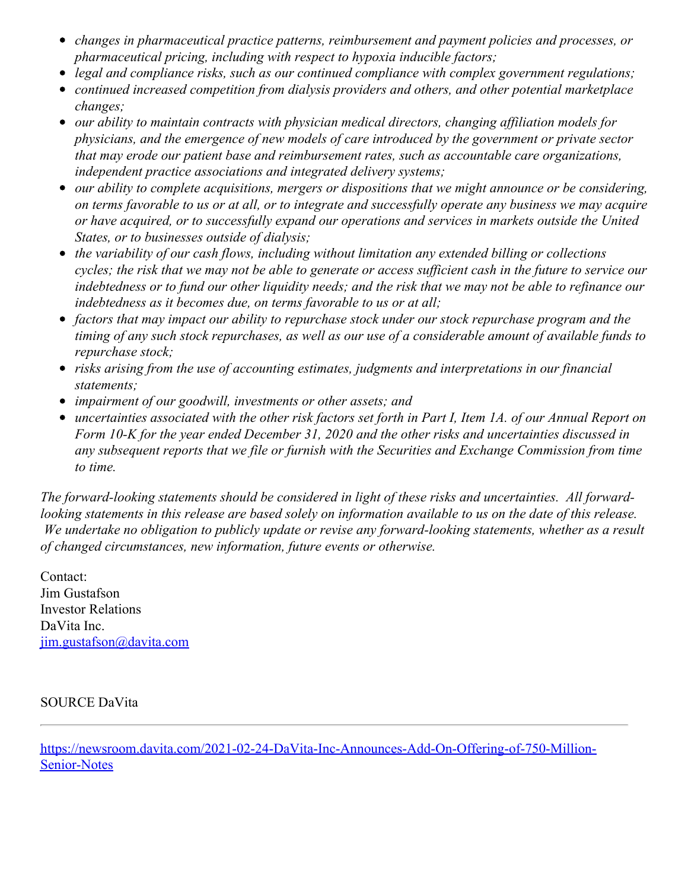- *changes in pharmaceutical practice patterns, reimbursement and payment policies and processes, or pharmaceutical pricing, including with respect to hypoxia inducible factors;*
- *legal and compliance risks, such as our continued compliance with complex government regulations;*
- *continued increased competition from dialysis providers and others, and other potential marketplace changes;*
- *our ability to maintain contracts with physician medical directors, changing affiliation models for physicians, and the emergence of new models of care introduced by the government or private sector that may erode our patient base and reimbursement rates, such as accountable care organizations, independent practice associations and integrated delivery systems;*
- *our ability to complete acquisitions, mergers or dispositions that we might announce or be considering, on terms favorable to us or at all, or to integrate and successfully operate any business we may acquire or have acquired, or to successfully expand our operations and services in markets outside the United States, or to businesses outside of dialysis;*
- *the variability of our cash flows, including without limitation any extended billing or collections cycles; the risk that we may not be able to generate or access sufficient cash in the future to service our indebtedness or to fund our other liquidity needs; and the risk that we may not be able to refinance our indebtedness as it becomes due, on terms favorable to us or at all;*
- *factors that may impact our ability to repurchase stock under our stock repurchase program and the timing of any such stock repurchases, as well as our use of a considerable amount of available funds to repurchase stock;*
- *risks arising from the use of accounting estimates, judgments and interpretations in our financial statements;*
- *impairment of our goodwill, investments or other assets; and*
- *uncertainties associated with the other risk factors set forth in Part I, Item 1A. of our Annual Report on Form 10-K for the year ended December 31, 2020 and the other risks and uncertainties discussed in any subsequent reports that we file or furnish with the Securities and Exchange Commission from time to time.*

*The forward-looking statements should be considered in light of these risks and uncertainties. All forward-looking statements in this release are based solely on information available to us on the date of this release. We undertake no obligation to publicly update or revise any forward-looking statements, whether as a result of changed circumstances, new information, future events or otherwise.*

Contact:
Jim Gustafson
Investor Relations
DaVita Inc.
jim.gustafson@davita.com

SOURCE DaVita

---

https://newsroom.davita.com/2021-02-24-DaVita-Inc-Announces-Add-On-Offering-of-750-Million-Senior-Notes